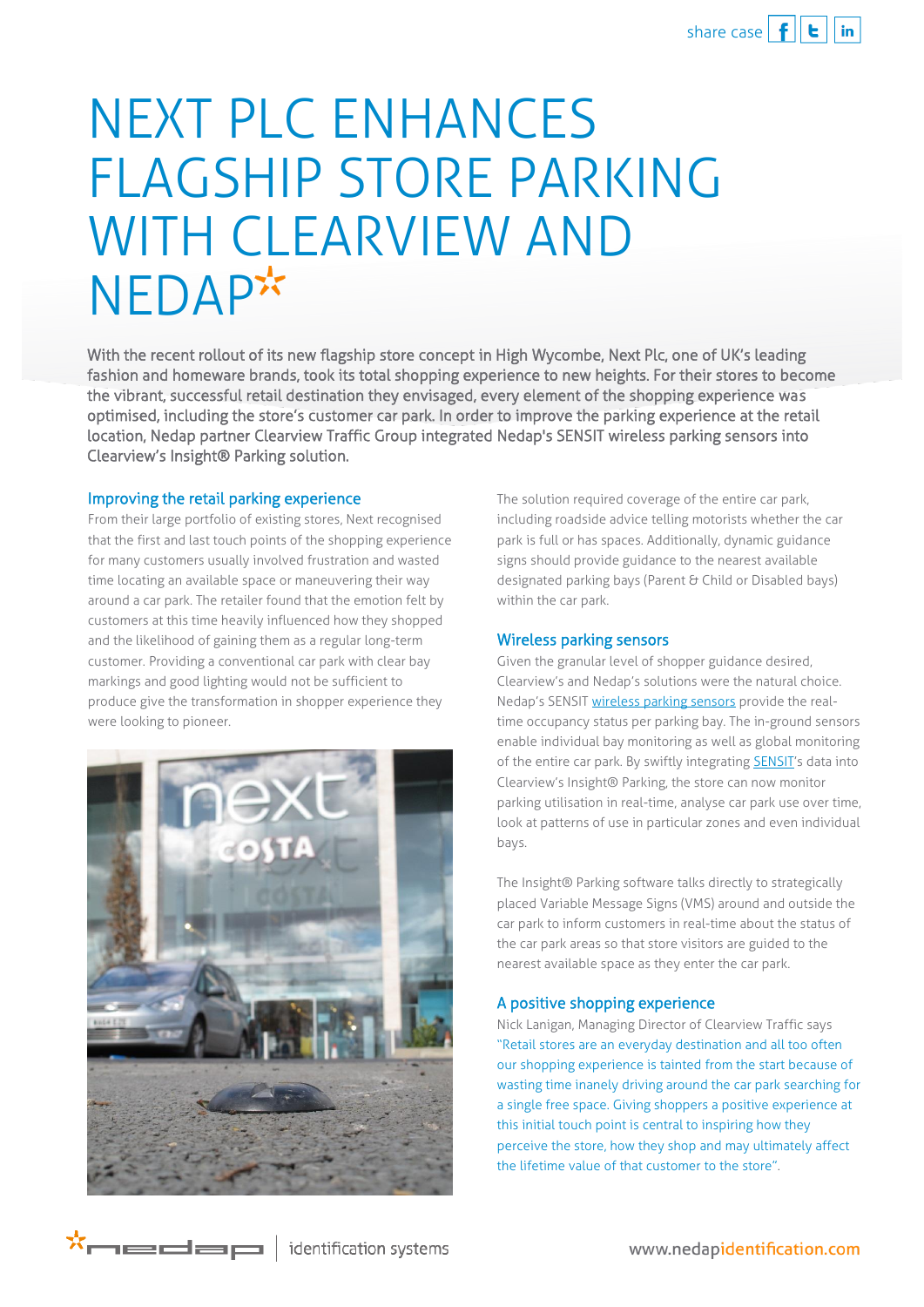# NEXT PLC ENHANCES FLAGSHIP STORE PARKING WITH CLEARVIEW AND NEDAP

With the recent rollout of its new flagship store concept in High Wycombe, Next Plc, one of UK's leading fashion and homeware brands, took its total shopping experience to new heights. For their stores to become the vibrant, successful retail destination they envisaged, every element of the shopping experience was optimised, including the store's customer car park. In order to improve the parking experience at the retail location, Nedap partner Clearview Traffic Group integrated Nedap's SENSIT wireless parking sensors into Clearview's Insight® Parking solution.

## Improving the retail parking experience

From their large portfolio of existing stores, Next recognised that the first and last touch points of the shopping experience for many customers usually involved frustration and wasted time locating an available space or maneuvering their way around a car park. The retailer found that the emotion felt by customers at this time heavily influenced how they shopped and the likelihood of gaining them as a regular long-term customer. Providing a conventional car park with clear bay markings and good lighting would not be sufficient to produce give the transformation in shopper experience they were looking to pioneer.

The solution required coverage of the entire car park, including roadside advice telling motorists whether the car park is full or has spaces. Additionally, dynamic guidance signs should provide guidance to the nearest available designated parking bays (Parent & Child or Disabled bays) within the car park.

## Wireless parking sensors

Given the granular level of shopper guidance desired, Clearview's and Nedap's solutions were the natural choice. Nedap's SENSIT wireless parking sensors provide the real-time occupancy status per parking bay. The in-ground sensors enable individual bay monitoring as well as global monitoring of the entire car park. By swiftly integrating SENSIT's data into Clearview's Insight® Parking, the store can now monitor parking utilisation in real-time, analyse car park use over time, look at patterns of use in particular zones and even individual bays.

The Insight® Parking software talks directly to strategically placed Variable Message Signs (VMS) around and outside the car park to inform customers in real-time about the status of the car park areas so that store visitors are guided to the nearest available space as they enter the car park.

## A positive shopping experience

Nick Lanigan, Managing Director of Clearview Traffic says "Retail stores are an everyday destination and all too often our shopping experience is tainted from the start because of wasting time inanely driving around the car park searching for a single free space. Giving shoppers a positive experience at this initial touch point is central to inspiring how they perceive the store, how they shop and may ultimately affect the lifetime value of that customer to the store".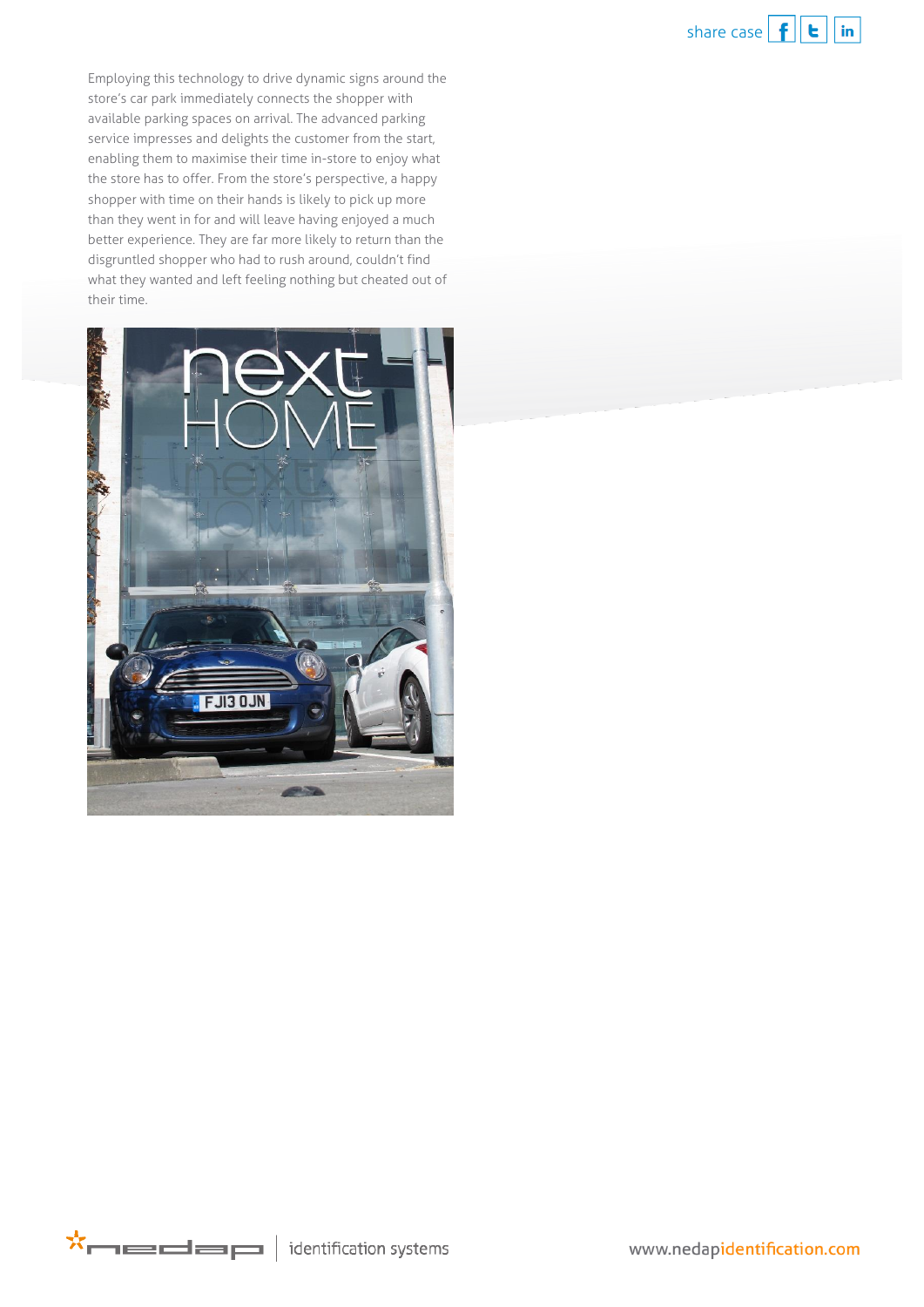Employing this technology to drive dynamic signs around the store's car park immediately connects the shopper with available parking spaces on arrival. The advanced parking service impresses and delights the customer from the start, enabling them to maximise their time in-store to enjoy what the store has to offer. From the store's perspective, a happy shopper with time on their hands is likely to pick up more than they went in for and will leave having enjoyed a much better experience. They are far more likely to return than the disgruntled shopper who had to rush around, couldn't find what they wanted and left feeling nothing but cheated out of their time.